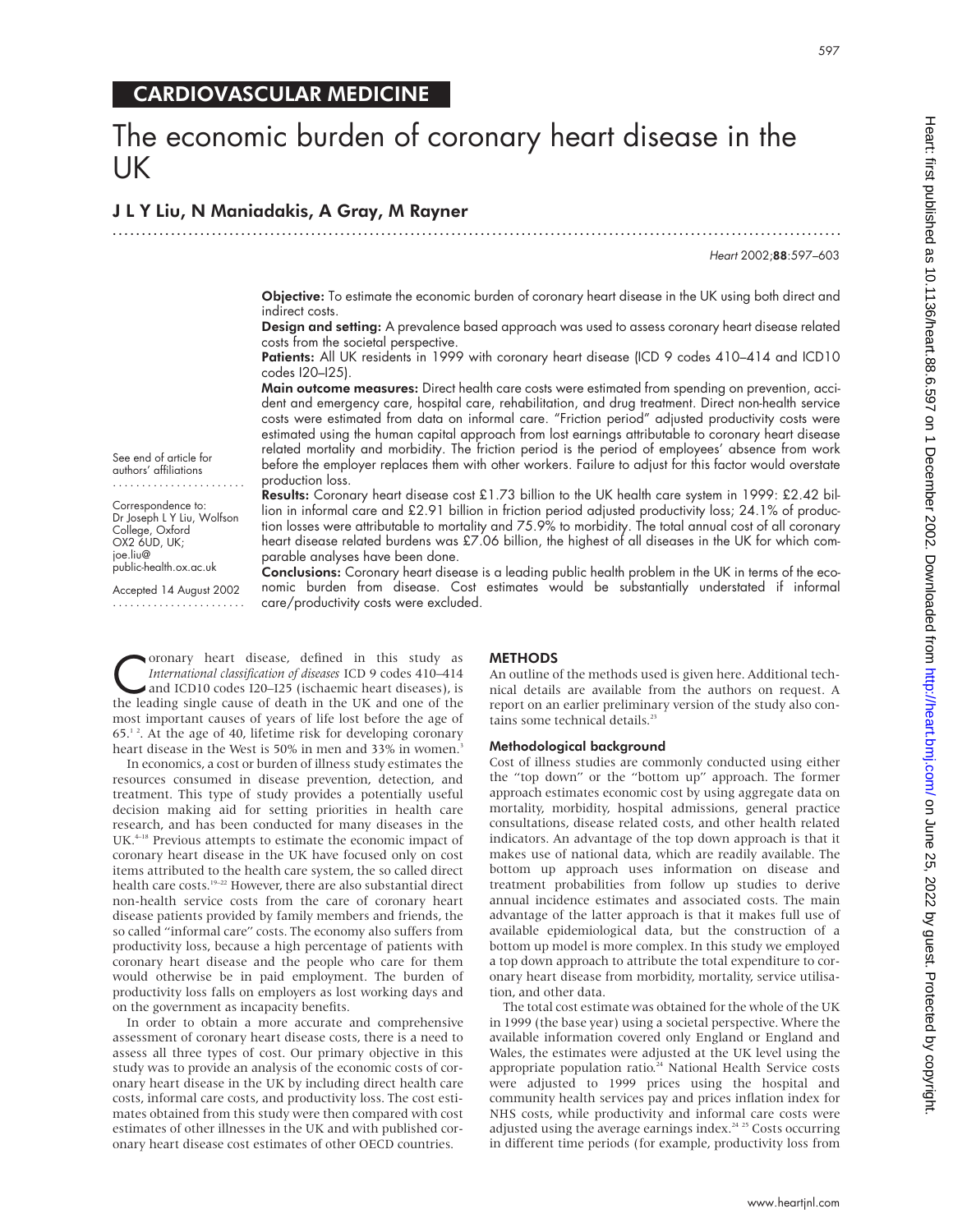CARDIOVASCULAR MEDICINE

# The economic burden of coronary heart disease in the UK

## J L Y Liu, N Maniadakis, A Gray, M Rayner

**Objective:** To estimate the economic burden of coronary heart disease in the UK using both direct and indirect costs.

**Design and setting:** A prevalence based approach was used to assess coronary heart disease related costs from the societal perspective.

**Patients:** All UK residents in 1999 with coronary heart disease (ICD 9 codes 410–414 and ICD10 codes I20–I25).

**Main outcome measures:** Direct health care costs were estimated from spending on prevention, accident and emergency care, hospital care, rehabilitation, and drug treatment. Direct non-health service costs were estimated from data on informal care. "Friction period" adjusted productivity costs were estimated using the human capital approach from lost earnings attributable to coronary heart disease related mortality and morbidity. The friction period is the period of employees' absence from work before the employer replaces them with other workers. Failure to adjust for this factor would overstate production loss.

**Results:** Coronary heart disease cost £1.73 billion to the UK health care system in 1999: £2.42 billion in informal care and £2.91 billion in friction period adjusted productivity loss; 24.1% of production losses were attributable to mortality and 75.9% to morbidity. The total annual cost of all coronary heart disease related burdens was £7.06 billion, the highest of all diseases in the UK for which comparable analyses have been done.

**Conclusions:** Coronary heart disease is a leading public health problem in the UK in terms of the economic burden from disease. Cost estimates would be substantially understated if informal care/productivity costs were excluded.

See end of article for authors' affiliations

Correspondence to: Dr Joseph L Y Liu, Wolfson College, Oxford OX2 6UD, UK; joe.liu@public-health.ox.ac.uk

Accepted 14 August 2002

Coronary heart disease, defined in this study as *International classification of diseases* ICD 9 codes 410–414 and ICD10 codes I20–I25 (ischaemic heart diseases), is the leading single cause of death in the UK and one of the most important causes of years of life lost before the age of 65.[1,2] At the age of 40, lifetime risk for developing coronary heart disease in the West is 50% in men and 33% in women.[3]

In economics, a cost or burden of illness study estimates the resources consumed in disease prevention, detection, and treatment. This type of study provides a potentially useful decision making aid for setting priorities in health care research, and has been conducted for many diseases in the UK.[4–18] Previous attempts to estimate the economic impact of coronary heart disease in the UK have focused only on cost items attributed to the health care system, the so called direct health care costs.[19–22] However, there are also substantial direct non-health service costs from the care of coronary heart disease patients provided by family members and friends, the so called "informal care" costs. The economy also suffers from productivity loss, because a high percentage of patients with coronary heart disease and the people who care for them would otherwise be in paid employment. The burden of productivity loss falls on employers as lost working days and on the government as incapacity benefits.

In order to obtain a more accurate and comprehensive assessment of coronary heart disease costs, there is a need to assess all three types of cost. Our primary objective in this study was to provide an analysis of the economic costs of coronary heart disease in the UK by including direct health care costs, informal care costs, and productivity loss. The cost estimates obtained from this study were then compared with cost estimates of other illnesses in the UK and with published coronary heart disease cost estimates of other OECD countries.

## METHODS

An outline of the methods used is given here. Additional technical details are available from the authors on request. A report on an earlier preliminary version of the study also contains some technical details.[23]

### Methodological background

Cost of illness studies are commonly conducted using either the "top down" or the "bottom up" approach. The former approach estimates economic cost by using aggregate data on mortality, morbidity, hospital admissions, general practice consultations, disease related costs, and other health related indicators. An advantage of the top down approach is that it makes use of national data, which are readily available. The bottom up approach uses information on disease and treatment probabilities from follow up studies to derive annual incidence estimates and associated costs. The main advantage of the latter approach is that it makes full use of available epidemiological data, but the construction of a bottom up model is more complex. In this study we employed a top down approach to attribute the total expenditure to coronary heart disease from morbidity, mortality, service utilisation, and other data.

The total cost estimate was obtained for the whole of the UK in 1999 (the base year) using a societal perspective. Where the available information covered only England or England and Wales, the estimates were adjusted at the UK level using the appropriate population ratio.[24] National Health Service costs were adjusted to 1999 prices using the hospital and community health services pay and prices inflation index for NHS costs, while productivity and informal care costs were adjusted using the average earnings index.[24,25] Costs occurring in different time periods (for example, productivity loss from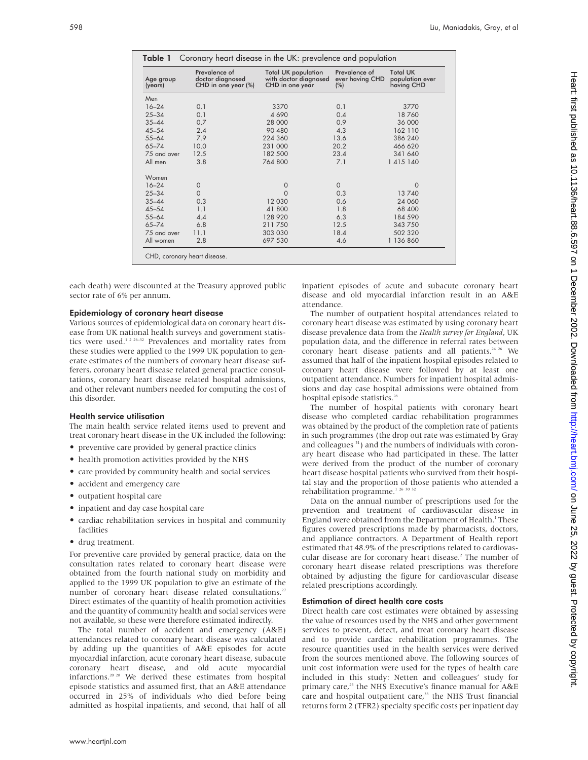**Table 1** Coronary heart disease in the UK: prevalence and population

| Age group (years) | Prevalence of doctor diagnosed CHD in one year (%) | Total UK population with doctor diagnosed CHD in one year | Prevalence of ever having CHD (%) | Total UK population ever having CHD |
|---|---|---|---|---|
| Men | | | | |
| 16–24 | 0.1 | 3370 | 0.1 | 3770 |
| 25–34 | 0.1 | 4 690 | 0.4 | 18 760 |
| 35–44 | 0.7 | 28 000 | 0.9 | 36 000 |
| 45–54 | 2.4 | 90 480 | 4.3 | 162 110 |
| 55–64 | 7.9 | 224 360 | 13.6 | 386 240 |
| 65–74 | 10.0 | 231 000 | 20.2 | 466 620 |
| 75 and over | 12.5 | 182 500 | 23.4 | 341 640 |
| All men | 3.8 | 764 800 | 7.1 | 1 415 140 |
| Women | | | | |
| 16–24 | 0 | 0 | 0 | 0 |
| 25–34 | 0 | 0 | 0.3 | 13 740 |
| 35–44 | 0.3 | 12 030 | 0.6 | 24 060 |
| 45–54 | 1.1 | 41 800 | 1.8 | 68 400 |
| 55–64 | 4.4 | 128 920 | 6.3 | 184 590 |
| 65–74 | 6.8 | 211 750 | 12.5 | 343 750 |
| 75 and over | 11.1 | 303 030 | 18.4 | 502 320 |
| All women | 2.8 | 697 530 | 4.6 | 1 136 860 |

CHD, coronary heart disease.

each death) were discounted at the Treasury approved public sector rate of 6% per annum.

### Epidemiology of coronary heart disease

Various sources of epidemiological data on coronary heart disease from UK national health surveys and government statistics were used.[1 2 26–32] Prevalences and mortality rates from these studies were applied to the 1999 UK population to generate estimates of the numbers of coronary heart disease sufferers, coronary heart disease related general practice consultations, coronary heart disease related hospital admissions, and other relevant numbers needed for computing the cost of this disorder.

### Health service utilisation

The main health service related items used to prevent and treat coronary heart disease in the UK included the following:

- preventive care provided by general practice clinics
- health promotion activities provided by the NHS
- care provided by community health and social services
- accident and emergency care
- outpatient hospital care
- inpatient and day case hospital care
- cardiac rehabilitation services in hospital and community facilities
- drug treatment.

For preventive care provided by general practice, data on the consultation rates related to coronary heart disease were obtained from the fourth national study on morbidity and applied to the 1999 UK population to give an estimate of the number of coronary heart disease related consultations.[27] Direct estimates of the quantity of health promotion activities and the quantity of community health and social services were not available, so these were therefore estimated indirectly.

The total number of accident and emergency (A&E) attendances related to coronary heart disease was calculated by adding up the quantities of A&E episodes for acute myocardial infarction, acute coronary heart disease, subacute coronary heart disease, and old acute myocardial infarctions.[20 28] We derived these estimates from hospital episode statistics and assumed first, that an A&E attendance occurred in 25% of individuals who died before being admitted as hospital inpatients, and second, that half of all inpatient episodes of acute and subacute coronary heart disease and old myocardial infarction result in an A&E attendance.

The number of outpatient hospital attendances related to coronary heart disease was estimated by using coronary heart disease prevalence data from the *Health survey for England*, UK population data, and the difference in referral rates between coronary heart disease patients and all patients.[24 26] We assumed that half of the inpatient hospital episodes related to coronary heart disease were followed by at least one outpatient attendance. Numbers for inpatient hospital admissions and day case hospital admissions were obtained from hospital episode statistics.[28]

The number of hospital patients with coronary heart disease who completed cardiac rehabilitation programmes was obtained by the product of the completion rate of patients in such programmes (the drop out rate was estimated by Gray and colleagues [31]) and the numbers of individuals with coronary heart disease who had participated in these. The latter were derived from the product of the number of coronary heart disease hospital patients who survived from their hospital stay and the proportion of those patients who attended a rehabilitation programme.[1 26 30 32]

Data on the annual number of prescriptions used for the prevention and treatment of cardiovascular disease in England were obtained from the Department of Health.[1] These figures covered prescriptions made by pharmacists, doctors, and appliance contractors. A Department of Health report estimated that 48.9% of the prescriptions related to cardiovascular disease are for coronary heart disease.[2] The number of coronary heart disease related prescriptions was therefore obtained by adjusting the figure for cardiovascular disease related prescriptions accordingly.

### Estimation of direct health care costs

Direct health care cost estimates were obtained by assessing the value of resources used by the NHS and other government services to prevent, detect, and treat coronary heart disease and to provide cardiac rehabilitation programmes. The resource quantities used in the health services were derived from the sources mentioned above. The following sources of unit cost information were used for the types of health care included in this study: Netten and colleagues' study for primary care,[25] the NHS Executive's finance manual for A&E care and hospital outpatient care,[33] the NHS Trust financial returns form 2 (TFR2) specialty specific costs per inpatient day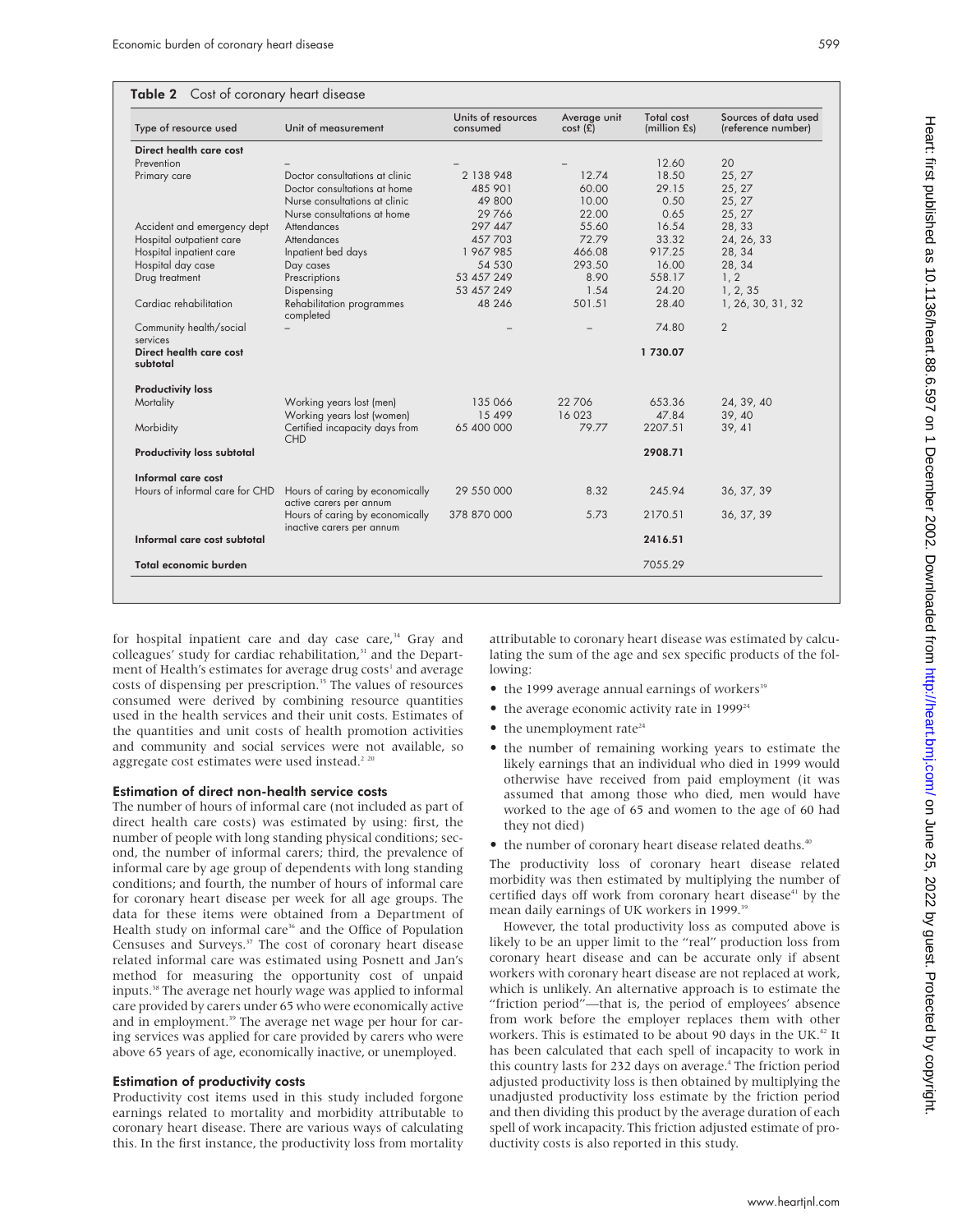**Table 2** Cost of coronary heart disease

| Type of resource used | Unit of measurement | Units of resources consumed | Average unit cost (£) | Total cost (million £s) | Sources of data used (reference number) |
|---|---|---|---|---|---|
| **Direct health care cost** | | | | | |
| Prevention | – | – | – | 12.60 | 20 |
| Primary care | Doctor consultations at clinic | 2 138 948 | 12.74 | 18.50 | 25, 27 |
| | Doctor consultations at home | 485 901 | 60.00 | 29.15 | 25, 27 |
| | Nurse consultations at clinic | 49 800 | 10.00 | 0.50 | 25, 27 |
| | Nurse consultations at home | 29 766 | 22.00 | 0.65 | 25, 27 |
| Accident and emergency dept | Attendances | 297 447 | 55.60 | 16.54 | 28, 33 |
| Hospital outpatient care | Attendances | 457 703 | 72.79 | 33.32 | 24, 26, 33 |
| Hospital inpatient care | Inpatient bed days | 1 967 985 | 466.08 | 917.25 | 28, 34 |
| Hospital day case | Day cases | 54 530 | 293.50 | 16.00 | 28, 34 |
| Drug treatment | Prescriptions | 53 457 249 | 8.90 | 558.17 | 1, 2 |
| | Dispensing | 53 457 249 | 1.54 | 24.20 | 1, 2, 35 |
| Cardiac rehabilitation | Rehabilitation programmes completed | 48 246 | 501.51 | 28.40 | 1, 26, 30, 31, 32 |
| Community health/social services | – | – | – | 74.80 | 2 |
| **Direct health care cost subtotal** | | | | **1 730.07** | |
| **Productivity loss** | | | | | |
| Mortality | Working years lost (men) | 135 066 | 22 706 | 653.36 | 24, 39, 40 |
| | Working years lost (women) | 15 499 | 16 023 | 47.84 | 39, 40 |
| Morbidity | Certified incapacity days from CHD | 65 400 000 | 79.77 | 2207.51 | 39, 41 |
| **Productivity loss subtotal** | | | | **2908.71** | |
| **Informal care cost** | | | | | |
| Hours of informal care for CHD | Hours of caring by economically active carers per annum | 29 550 000 | 8.32 | 245.94 | 36, 37, 39 |
| | Hours of caring by economically inactive carers per annum | 378 870 000 | 5.73 | 2170.51 | 36, 37, 39 |
| **Informal care cost subtotal** | | | | **2416.51** | |
| **Total economic burden** | | | | 7055.29 | |

for hospital inpatient care and day case care,[34] Gray and colleagues' study for cardiac rehabilitation,[31] and the Department of Health's estimates for average drug costs[1] and average costs of dispensing per prescription.[35] The values of resources consumed were derived by combining resource quantities used in the health services and their unit costs. Estimates of the quantities and unit costs of health promotion activities and community and social services were not available, so aggregate cost estimates were used instead.[2,20]

### Estimation of direct non-health service costs

The number of hours of informal care (not included as part of direct health care costs) was estimated by using: first, the number of people with long standing physical conditions; second, the number of informal carers; third, the prevalence of informal care by age group of dependents with long standing conditions; and fourth, the number of hours of informal care for coronary heart disease per week for all age groups. The data for these items were obtained from a Department of Health study on informal care[36] and the Office of Population Censuses and Surveys.[37] The cost of coronary heart disease related informal care was estimated using Posnett and Jan's method for measuring the opportunity cost of unpaid inputs.[38] The average net hourly wage was applied to informal care provided by carers under 65 who were economically active and in employment.[39] The average net wage per hour for caring services was applied for care provided by carers who were above 65 years of age, economically inactive, or unemployed.

### Estimation of productivity costs

Productivity cost items used in this study included forgone earnings related to mortality and morbidity attributable to coronary heart disease. There are various ways of calculating this. In the first instance, the productivity loss from mortality attributable to coronary heart disease was estimated by calculating the sum of the age and sex specific products of the following:

- the 1999 average annual earnings of workers[39]
- the average economic activity rate in 1999[24]
- the unemployment rate[24]
- the number of remaining working years to estimate the likely earnings that an individual who died in 1999 would otherwise have received from paid employment (it was assumed that among those who died, men would have worked to the age of 65 and women to the age of 60 had they not died)
- the number of coronary heart disease related deaths.[40]

The productivity loss of coronary heart disease related morbidity was then estimated by multiplying the number of certified days off work from coronary heart disease[41] by the mean daily earnings of UK workers in 1999.[39]

However, the total productivity loss as computed above is likely to be an upper limit to the "real" production loss from coronary heart disease and can be accurate only if absent workers with coronary heart disease are not replaced at work, which is unlikely. An alternative approach is to estimate the "friction period"—that is, the period of employees' absence from work before the employer replaces them with other workers. This is estimated to be about 90 days in the UK.[42] It has been calculated that each spell of incapacity to work in this country lasts for 232 days on average.[4] The friction period adjusted productivity loss is then obtained by multiplying the unadjusted productivity loss estimate by the friction period and then dividing this product by the average duration of each spell of work incapacity. This friction adjusted estimate of productivity costs is also reported in this study.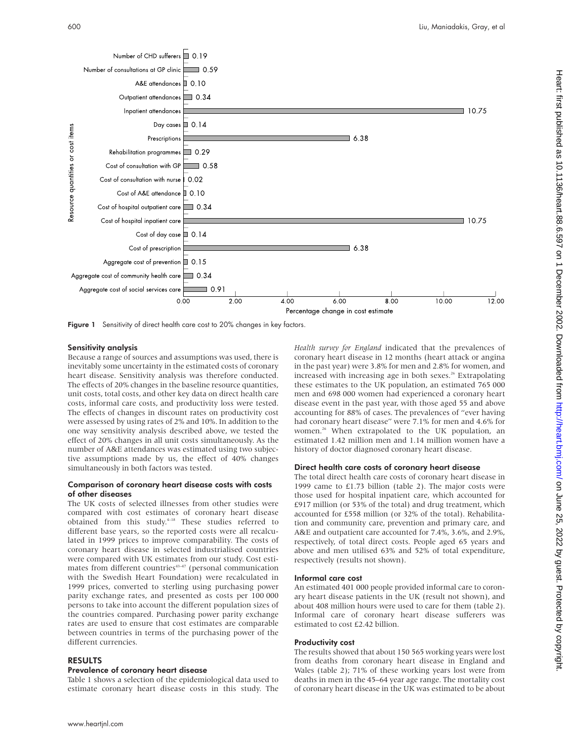Figure 1 Sensitivity of direct health care cost to 20% changes in key factors.

#### Sensitivity analysis

Because a range of sources and assumptions was used, there is inevitably some uncertainty in the estimated costs of coronary heart disease. Sensitivity analysis was therefore conducted. The effects of 20% changes in the baseline resource quantities, unit costs, total costs, and other key data on direct health care costs, informal care costs, and productivity loss were tested. The effects of changes in discount rates on productivity cost were assessed by using rates of 2% and 10%. In addition to the one way sensitivity analysis described above, we tested the effect of 20% changes in all unit costs simultaneously. As the number of A&E attendances was estimated using two subjective assumptions made by us, the effect of 40% changes simultaneously in both factors was tested.

#### Comparison of coronary heart disease costs with costs of other diseases

The UK costs of selected illnesses from other studies were compared with cost estimates of coronary heart disease obtained from this study.[4–18] These studies referred to different base years, so the reported costs were all recalculated in 1999 prices to improve comparability. The costs of coronary heart disease in selected industrialised countries were compared with UK estimates from our study. Cost estimates from different countries[43–47] (personal communication with the Swedish Heart Foundation) were recalculated in 1999 prices, converted to sterling using purchasing power parity exchange rates, and presented as costs per 100 000 persons to take into account the different population sizes of the countries compared. Purchasing power parity exchange rates are used to ensure that cost estimates are comparable between countries in terms of the purchasing power of the different currencies.

## RESULTS

#### Prevalence of coronary heart disease

Table 1 shows a selection of the epidemiological data used to estimate coronary heart disease costs in this study. The *Health survey for England* indicated that the prevalences of coronary heart disease in 12 months (heart attack or angina in the past year) were 3.8% for men and 2.8% for women, and increased with increasing age in both sexes.[26] Extrapolating these estimates to the UK population, an estimated 765 000 men and 698 000 women had experienced a coronary heart disease event in the past year, with those aged 55 and above accounting for 88% of cases. The prevalences of "ever having had coronary heart disease" were 7.1% for men and 4.6% for women.[26] When extrapolated to the UK population, an estimated 1.42 million men and 1.14 million women have a history of doctor diagnosed coronary heart disease.

#### Direct health care costs of coronary heart disease

The total direct health care costs of coronary heart disease in 1999 came to £1.73 billion (table 2). The major costs were those used for hospital inpatient care, which accounted for £917 million (or 53% of the total) and drug treatment, which accounted for £558 million (or 32% of the total). Rehabilitation and community care, prevention and primary care, and A&E and outpatient care accounted for 7.4%, 3.6%, and 2.9%, respectively, of total direct costs. People aged 65 years and above and men utilised 63% and 52% of total expenditure, respectively (results not shown).

#### Informal care cost

An estimated 401 000 people provided informal care to coronary heart disease patients in the UK (result not shown), and about 408 million hours were used to care for them (table 2). Informal care of coronary heart disease sufferers was estimated to cost £2.42 billion.

#### Productivity cost

The results showed that about 150 565 working years were lost from deaths from coronary heart disease in England and Wales (table 2); 71% of these working years lost were from deaths in men in the 45–64 year age range. The mortality cost of coronary heart disease in the UK was estimated to be about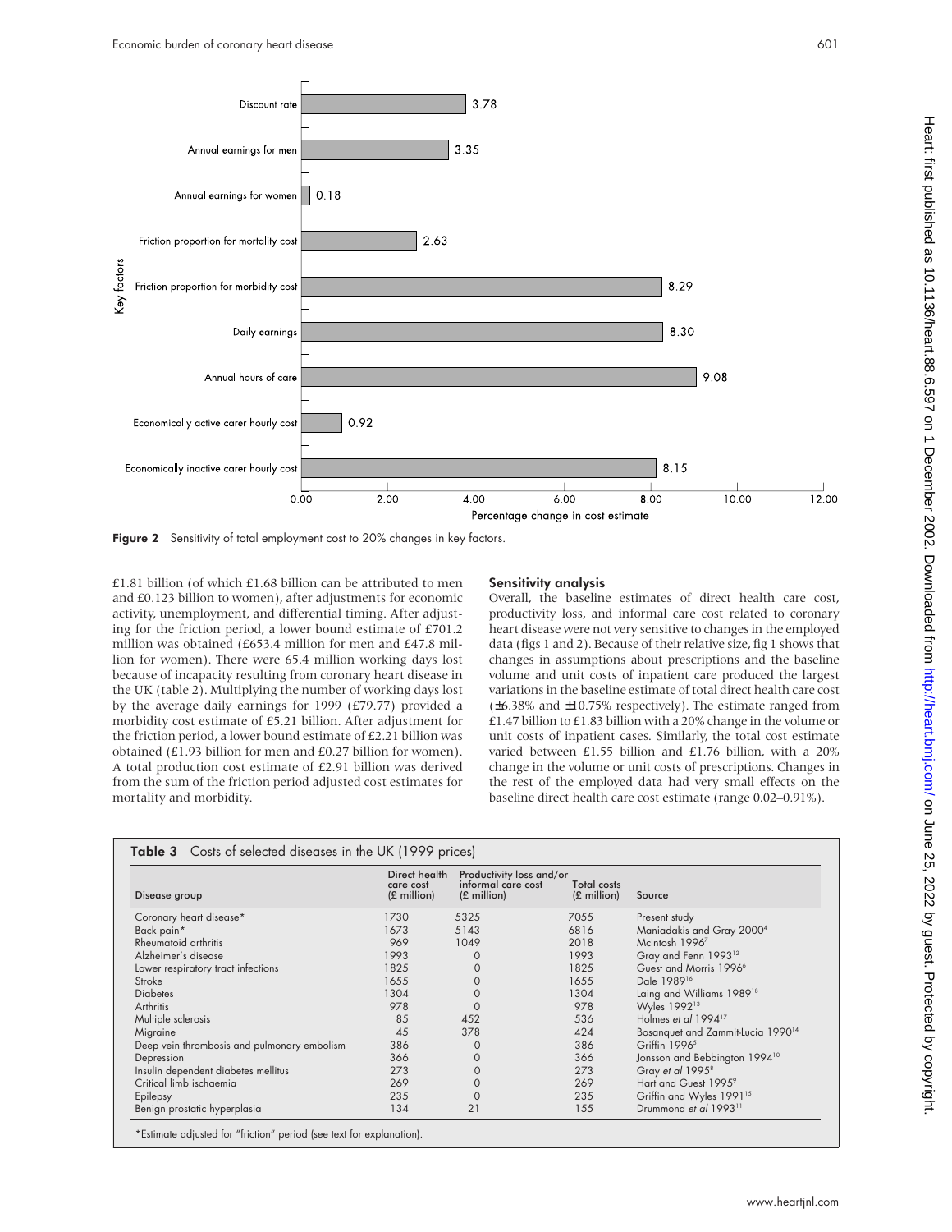Figure 2 Sensitivity of total employment cost to 20% changes in key factors.

£1.81 billion (of which £1.68 billion can be attributed to men and £0.123 billion to women), after adjustments for economic activity, unemployment, and differential timing. After adjusting for the friction period, a lower bound estimate of £701.2 million was obtained (£653.4 million for men and £47.8 million for women). There were 65.4 million working days lost because of incapacity resulting from coronary heart disease in the UK (table 2). Multiplying the number of working days lost by the average daily earnings for 1999 (£79.77) provided a morbidity cost estimate of £5.21 billion. After adjustment for the friction period, a lower bound estimate of £2.21 billion was obtained (£1.93 billion for men and £0.27 billion for women). A total production cost estimate of £2.91 billion was derived from the sum of the friction period adjusted cost estimates for mortality and morbidity.

### Sensitivity analysis

Overall, the baseline estimates of direct health care cost, productivity loss, and informal care cost related to coronary heart disease were not very sensitive to changes in the employed data (figs 1 and 2). Because of their relative size, fig 1 shows that changes in assumptions about prescriptions and the baseline volume and unit costs of inpatient care produced the largest variations in the baseline estimate of total direct health care cost (±6.38% and ±10.75% respectively). The estimate ranged from £1.47 billion to £1.83 billion with a 20% change in the volume or unit costs of inpatient cases. Similarly, the total cost estimate varied between £1.55 billion and £1.76 billion, with a 20% change in the volume or unit costs of prescriptions. Changes in the rest of the employed data had very small effects on the baseline direct health care cost estimate (range 0.02–0.91%).

**Table 3** Costs of selected diseases in the UK (1999 prices)

| Disease group | Direct health care cost (£ million) | Productivity loss and/or informal care cost (£ million) | Total costs (£ million) | Source |
|---|---|---|---|---|
| Coronary heart disease* | 1730 | 5325 | 7055 | Present study |
| Back pain* | 1673 | 5143 | 6816 | Maniadakis and Gray 2000[4] |
| Rheumatoid arthritis | 969 | 1049 | 2018 | McIntosh 1996[7] |
| Alzheimer's disease | 1993 | 0 | 1993 | Gray and Fenn 1993[12] |
| Lower respiratory tract infections | 1825 | 0 | 1825 | Guest and Morris 1996[6] |
| Stroke | 1655 | 0 | 1655 | Dale 1989[16] |
| Diabetes | 1304 | 0 | 1304 | Laing and Williams 1989[18] |
| Arthritis | 978 | 0 | 978 | Wyles 1992[13] |
| Multiple sclerosis | 85 | 452 | 536 | Holmes *et al* 1994[17] |
| Migraine | 45 | 378 | 424 | Bosanquet and Zammit-Lucia 1990[14] |
| Deep vein thrombosis and pulmonary embolism | 386 | 0 | 386 | Griffin 1996[5] |
| Depression | 366 | 0 | 366 | Jonsson and Bebbington 1994[10] |
| Insulin dependent diabetes mellitus | 273 | 0 | 273 | Gray *et al* 1995[8] |
| Critical limb ischaemia | 269 | 0 | 269 | Hart and Guest 1995[9] |
| Epilepsy | 235 | 0 | 235 | Griffin and Wyles 1991[15] |
| Benign prostatic hyperplasia | 134 | 21 | 155 | Drummond *et al* 1993[11] |

*Estimate adjusted for "friction" period (see text for explanation).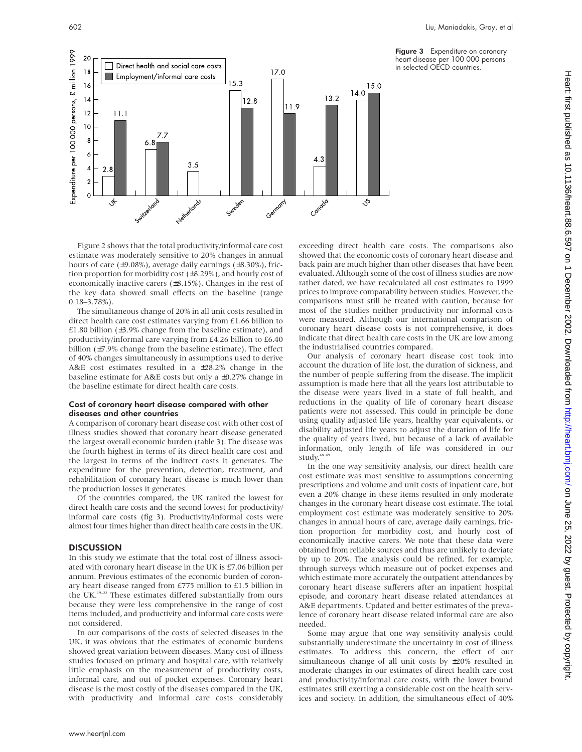Figure 3 Expenditure on coronary heart disease per 100 000 persons in selected OECD countries.

Figure 2 shows that the total productivity/informal care cost estimate was moderately sensitive to 20% changes in annual hours of care (±9.08%), average daily earnings (±8.30%), friction proportion for morbidity cost (±8.29%), and hourly cost of economically inactive carers (±8.15%). Changes in the rest of the key data showed small effects on the baseline (range 0.18–3.78%).

The simultaneous change of 20% in all unit costs resulted in direct health care cost estimates varying from £1.66 billion to £1.80 billion (±3.9% change from the baseline estimate), and productivity/informal care varying from £4.26 billion to £6.40 billion (±7.9% change from the baseline estimate). The effect of 40% changes simultaneously in assumptions used to derive A&E cost estimates resulted in a ±28.2% change in the baseline estimate for A&E costs but only a ±0.27% change in the baseline estimate for direct health care costs.

### Cost of coronary heart disease compared with other diseases and other countries

A comparison of coronary heart disease cost with other cost of illness studies showed that coronary heart disease generated the largest overall economic burden (table 3). The disease was the fourth highest in terms of its direct health care cost and the largest in terms of the indirect costs it generates. The expenditure for the prevention, detection, treatment, and rehabilitation of coronary heart disease is much lower than the production losses it generates.

Of the countries compared, the UK ranked the lowest for direct health care costs and the second lowest for productivity/informal care costs (fig 3). Productivity/informal costs were almost four times higher than direct health care costs in the UK.

## DISCUSSION

In this study we estimate that the total cost of illness associated with coronary heart disease in the UK is £7.06 billion per annum. Previous estimates of the economic burden of coronary heart disease ranged from £775 million to £1.5 billion in the UK.[19–22] These estimates differed substantially from ours because they were less comprehensive in the range of cost items included, and productivity and informal care costs were not considered.

In our comparisons of the costs of selected diseases in the UK, it was obvious that the estimates of economic burdens showed great variation between diseases. Many cost of illness studies focused on primary and hospital care, with relatively little emphasis on the measurement of productivity costs, informal care, and out of pocket expenses. Coronary heart disease is the most costly of the diseases compared in the UK, with productivity and informal care costs considerably exceeding direct health care costs. The comparisons also showed that the economic costs of coronary heart disease and back pain are much higher than other diseases that have been evaluated. Although some of the cost of illness studies are now rather dated, we have recalculated all cost estimates to 1999 prices to improve comparability between studies. However, the comparisons must still be treated with caution, because for most of the studies neither productivity nor informal costs were measured. Although our international comparison of coronary heart disease costs is not comprehensive, it does indicate that direct health care costs in the UK are low among the industrialised countries compared.

Our analysis of coronary heart disease cost took into account the duration of life lost, the duration of sickness, and the number of people suffering from the disease. The implicit assumption is made here that all the years lost attributable to the disease were years lived in a state of full health, and reductions in the quality of life of coronary heart disease patients were not assessed. This could in principle be done using quality adjusted life years, healthy year equivalents, or disability adjusted life years to adjust the duration of life for the quality of years lived, but because of a lack of available information, only length of life was considered in our study.[48 49]

In the one way sensitivity analysis, our direct health care cost estimate was most sensitive to assumptions concerning prescriptions and volume and unit costs of inpatient care, but even a 20% change in these items resulted in only moderate changes in the coronary heart disease cost estimate. The total employment cost estimate was moderately sensitive to 20% changes in annual hours of care, average daily earnings, friction proportion for morbidity cost, and hourly cost of economically inactive carers. We note that these data were obtained from reliable sources and thus are unlikely to deviate by up to 20%. The analysis could be refined, for example, through surveys which measure out of pocket expenses and which estimate more accurately the outpatient attendances by coronary heart disease sufferers after an inpatient hospital episode, and coronary heart disease related attendances at A&E departments. Updated and better estimates of the prevalence of coronary heart disease related informal care are also needed.

Some may argue that one way sensitivity analysis could substantially underestimate the uncertainty in cost of illness estimates. To address this concern, the effect of our simultaneous change of all unit costs by ±20% resulted in moderate changes in our estimates of direct health care cost and productivity/informal care costs, with the lower bound estimates still exerting a considerable cost on the health services and society. In addition, the simultaneous effect of 40%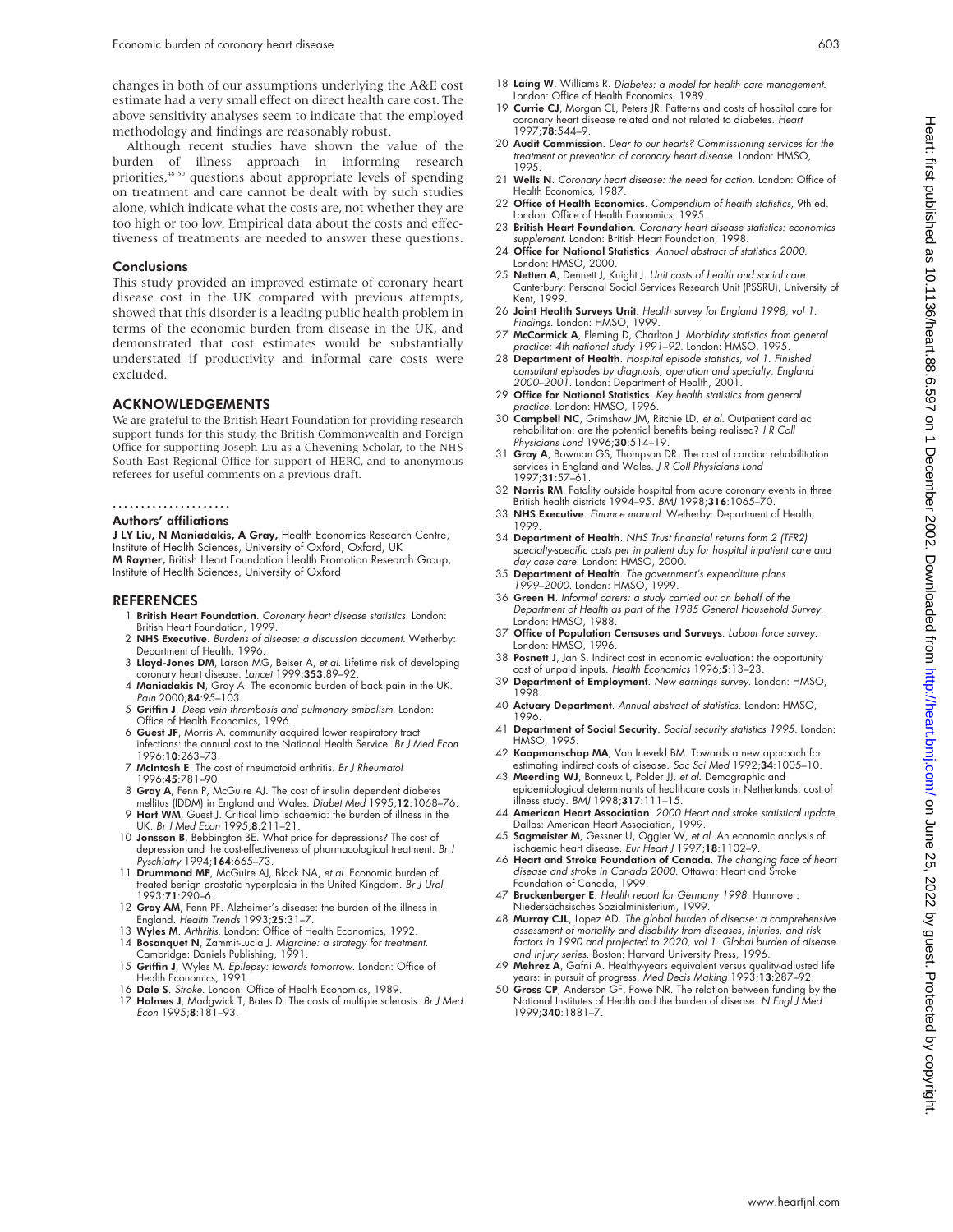changes in both of our assumptions underlying the A&E cost estimate had a very small effect on direct health care cost. The above sensitivity analyses seem to indicate that the employed methodology and findings are reasonably robust.

Although recent studies have shown the value of the burden of illness approach in informing research priorities,[48 50] questions about appropriate levels of spending on treatment and care cannot be dealt with by such studies alone, which indicate what the costs are, not whether they are too high or too low. Empirical data about the costs and effectiveness of treatments are needed to answer these questions.

### Conclusions

This study provided an improved estimate of coronary heart disease cost in the UK compared with previous attempts, showed that this disorder is a leading public health problem in terms of the economic burden from disease in the UK, and demonstrated that cost estimates would be substantially understated if productivity and informal care costs were excluded.

## ACKNOWLEDGEMENTS

We are grateful to the British Heart Foundation for providing research support funds for this study, the British Commonwealth and Foreign Office for supporting Joseph Liu as a Chevening Scholar, to the NHS South East Regional Office for support of HERC, and to anonymous referees for useful comments on a previous draft.

### Authors' affiliations

**J LY Liu, N Maniadakis, A Gray,** Health Economics Research Centre, Institute of Health Sciences, University of Oxford, Oxford, UK
**M Rayner,** British Heart Foundation Health Promotion Research Group, Institute of Health Sciences, University of Oxford

## REFERENCES

1. **British Heart Foundation**. *Coronary heart disease statistics*. London: British Heart Foundation, 1999.
2. **NHS Executive**. *Burdens of disease: a discussion document*. Wetherby: Department of Health, 1996.
3. **Lloyd-Jones DM**, Larson MG, Beiser A, *et al*. Lifetime risk of developing coronary heart disease. *Lancet* 1999;**353**:89–92.
4. **Maniadakis N**, Gray A. The economic burden of back pain in the UK. *Pain* 2000;**84**:95–103.
5. **Griffin J**. *Deep vein thrombosis and pulmonary embolism*. London: Office of Health Economics, 1996.
6. **Guest JF**, Morris A. community acquired lower respiratory tract infections: the annual cost to the National Health Service. *Br J Med Econ* 1996;**10**:263–73.
7. **McIntosh E**. The cost of rheumatoid arthritis. *Br J Rheumatol* 1996;**45**:781–90.
8. **Gray A**, Fenn P, McGuire AJ. The cost of insulin dependent diabetes mellitus (IDDM) in England and Wales. *Diabet Med* 1995;**12**:1068–76.
9. **Hart WM**, Guest J. Critical limb ischaemia: the burden of illness in the UK. *Br J Med Econ* 1995;**8**:211–21.
10. **Jonsson B**, Bebbington BE. What price for depressions? The cost of depression and the cost-effectiveness of pharmacological treatment. *Br J Pyschiatry* 1994;**164**:665–73.
11. **Drummond MF**, McGuire AJ, Black NA, *et al*. Economic burden of treated benign prostatic hyperplasia in the United Kingdom. *Br J Urol* 1993;**71**:290–6.
12. **Gray AM**, Fenn PF. Alzheimer's disease: the burden of the illness in England. *Health Trends* 1993;**25**:31–7.
13. **Wyles M**. *Arthritis*. London: Office of Health Economics, 1992.
14. **Bosanquet N**, Zammit-Lucia J. *Migraine: a strategy for treatment*. Cambridge: Daniels Publishing, 1991.
15. **Griffin J**, Wyles M. *Epilepsy: towards tomorrow*. London: Office of Health Economics, 1991.
16. **Dale S**. *Stroke*. London: Office of Health Economics, 1989.
17. **Holmes J**, Madgwick T, Bates D. The costs of multiple sclerosis. *Br J Med Econ* 1995;**8**:181–93.
18. **Laing W**, Williams R. *Diabetes: a model for health care management*. London: Office of Health Economics, 1989.
19. **Currie CJ**, Morgan CL, Peters JR. Patterns and costs of hospital care for coronary heart disease related and not related to diabetes. *Heart* 1997;**78**:544–9.
20. **Audit Commission**. *Dear to our hearts? Commissioning services for the treatment or prevention of coronary heart disease*. London: HMSO, 1995.
21. **Wells N**. *Coronary heart disease: the need for action*. London: Office of Health Economics, 1987.
22. **Office of Health Economics**. *Compendium of health statistics*, 9th ed. London: Office of Health Economics, 1995.
23. **British Heart Foundation**. *Coronary heart disease statistics: economics supplement*. London: British Heart Foundation, 1998.
24. **Office for National Statistics**. *Annual abstract of statistics 2000*. London: HMSO, 2000.
25. **Netten A**, Dennett J, Knight J. *Unit costs of health and social care*. Canterbury: Personal Social Services Research Unit (PSSRU), University of Kent, 1999.
26. **Joint Health Surveys Unit**. *Health survey for England 1998, vol 1. Findings*. London: HMSO, 1999.
27. **McCormick A**, Fleming D, Charlton J. *Morbidity statistics from general practice: 4th national study 1991–92*. London: HMSO, 1995.
28. **Department of Health**. *Hospital episode statistics, vol 1. Finished consultant episodes by diagnosis, operation and specialty, England 2000–2001*. London: Department of Health, 2001.
29. **Office for National Statistics**. *Key health statistics from general practice*. London: HMSO, 1996.
30. **Campbell NC**, Grimshaw JM, Ritchie LD, *et al*. Outpatient cardiac rehabilitation: are the potential benefits being realised? *J R Coll Physicians Lond* 1996;**30**:514–19.
31. **Gray A**, Bowman GS, Thompson DR. The cost of cardiac rehabilitation services in England and Wales. *J R Coll Physicians Lond* 1997;**31**:57–61.
32. **Norris RM**. Fatality outside hospital from acute coronary events in three British health districts 1994–95. *BMJ* 1998;**316**:1065–70.
33. **NHS Executive**. *Finance manual*. Wetherby: Department of Health, 1999.
34. **Department of Health**. *NHS Trust financial returns form 2 (TFR2) specialty-specific costs per in patient day for hospital inpatient care and day case care*. London: HMSO, 2000.
35. **Department of Health**. *The government's expenditure plans 1999–2000*. London: HMSO, 1999.
36. **Green H**. *Informal carers: a study carried out on behalf of the Department of Health as part of the 1985 General Household Survey*. London: HMSO, 1988.
37. **Office of Population Censuses and Surveys**. *Labour force survey*. London: HMSO, 1996.
38. **Posnett J**, Jan S. Indirect cost in economic evaluation: the opportunity cost of unpaid inputs. *Health Economics* 1996;**5**:13–23.
39. **Department of Employment**. *New earnings survey*. London: HMSO, 1998.
40. **Actuary Department**. *Annual abstract of statistics*. London: HMSO, 1996.
41. **Department of Social Security**. *Social security statistics 1995*. London: HMSO, 1995.
42. **Koopmanschap MA**, Van Ineveld BM. Towards a new approach for estimating indirect costs of disease. *Soc Sci Med* 1992;**34**:1005–10.
43. **Meerding WJ**, Bonneux L, Polder JJ, *et al*. Demographic and epidemiological determinants of healthcare costs in Netherlands: cost of illness study. *BMJ* 1998;**317**:111–15.
44. **American Heart Association**. *2000 Heart and stroke statistical update*. Dallas: American Heart Association, 1999.
45. **Sagmeister M**, Gessner U, Oggier W, *et al*. An economic analysis of ischaemic heart disease. *Eur Heart J* 1997;**18**:1102–9.
46. **Heart and Stroke Foundation of Canada**. *The changing face of heart disease and stroke in Canada 2000*. Ottawa: Heart and Stroke Foundation of Canada, 1999.
47. **Bruckenberger E**. *Health report for Germany 1998*. Hannover: Niedersächsisches Sozialministerium, 1999.
48. **Murray CJL**, Lopez AD. *The global burden of disease: a comprehensive assessment of mortality and disability from diseases, injuries, and risk factors in 1990 and projected to 2020, vol 1. Global burden of disease and injury series*. Boston: Harvard University Press, 1996.
49. **Mehrez A**, Gafni A. Healthy-years equivalent versus quality-adjusted life years: in pursuit of progress. *Med Decis Making* 1993;**13**:287–92.
50. **Gross CP**, Anderson GF, Powe NR. The relation between funding by the National Institutes of Health and the burden of disease. *N Engl J Med* 1999;**340**:1881–7.